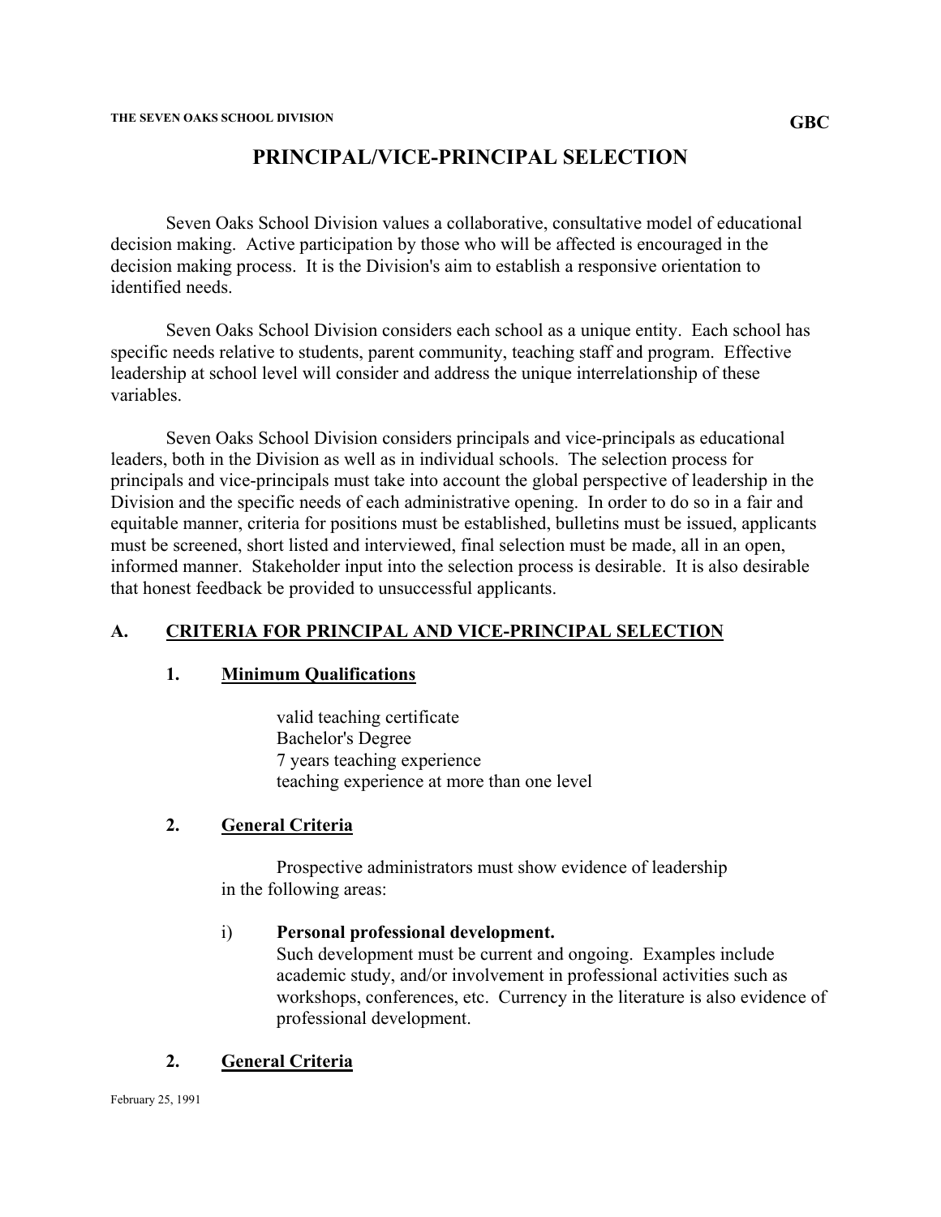# PRINCIPAL/VICE-PRINCIPAL SELECTION

Seven Oaks School Division values a collaborative, consultative model of educational decision making. Active participation by those who will be affected is encouraged in the decision making process. It is the Division's aim to establish a responsive orientation to identified needs.

Seven Oaks School Division considers each school as a unique entity. Each school has specific needs relative to students, parent community, teaching staff and program. Effective leadership at school level will consider and address the unique interrelationship of these variables.

Seven Oaks School Division considers principals and vice-principals as educational leaders, both in the Division as well as in individual schools. The selection process for principals and vice-principals must take into account the global perspective of leadership in the Division and the specific needs of each administrative opening. In order to do so in a fair and equitable manner, criteria for positions must be established, bulletins must be issued, applicants must be screened, short listed and interviewed, final selection must be made, all in an open, informed manner. Stakeholder input into the selection process is desirable. It is also desirable that honest feedback be provided to unsuccessful applicants.

## A. CRITERIA FOR PRINCIPAL AND VICE-PRINCIPAL SELECTION

### 1. Minimum Qualifications

valid teaching certificate
Bachelor's Degree
7 years teaching experience
teaching experience at more than one level

### 2. General Criteria

Prospective administrators must show evidence of leadership in the following areas:

i) **Personal professional development.**
Such development must be current and ongoing. Examples include academic study, and/or involvement in professional activities such as workshops, conferences, etc. Currency in the literature is also evidence of professional development.

### 2. General Criteria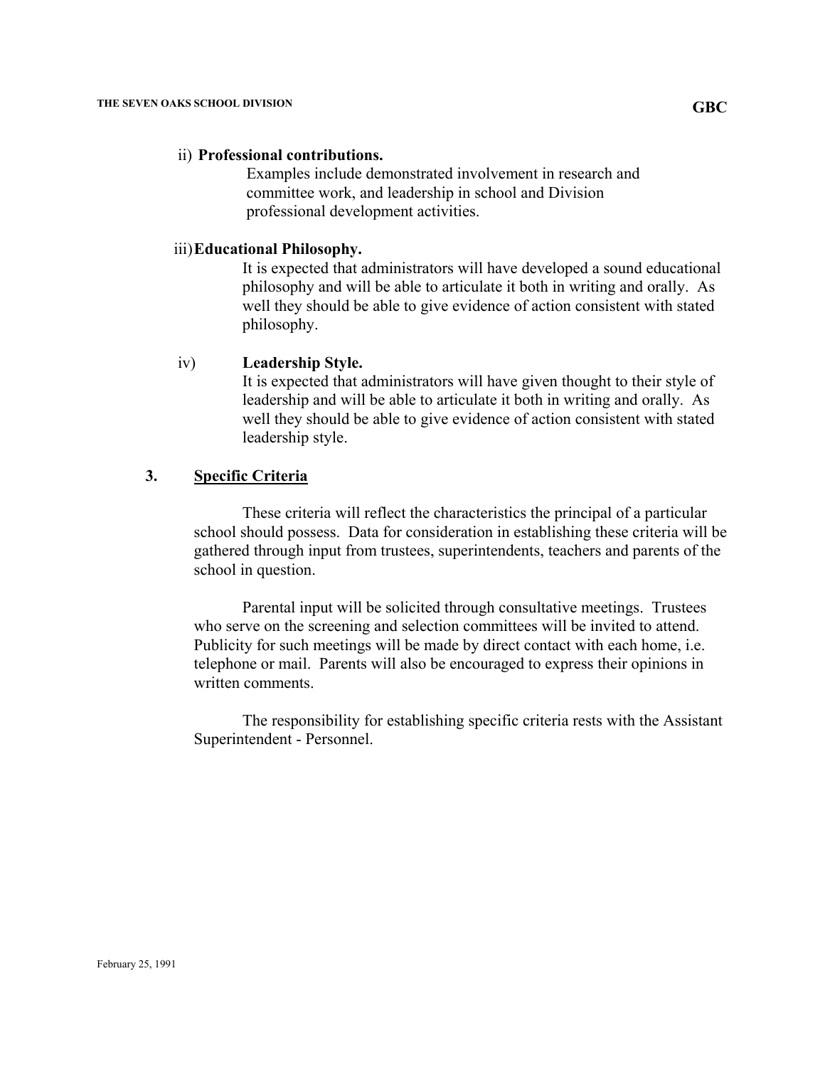ii) **Professional contributions.**

Examples include demonstrated involvement in research and committee work, and leadership in school and Division professional development activities.

iii) **Educational Philosophy.**

It is expected that administrators will have developed a sound educational philosophy and will be able to articulate it both in writing and orally. As well they should be able to give evidence of action consistent with stated philosophy.

iv) **Leadership Style.**

It is expected that administrators will have given thought to their style of leadership and will be able to articulate it both in writing and orally. As well they should be able to give evidence of action consistent with stated leadership style.

**3. Specific Criteria**

These criteria will reflect the characteristics the principal of a particular school should possess. Data for consideration in establishing these criteria will be gathered through input from trustees, superintendents, teachers and parents of the school in question.

Parental input will be solicited through consultative meetings. Trustees who serve on the screening and selection committees will be invited to attend. Publicity for such meetings will be made by direct contact with each home, i.e. telephone or mail. Parents will also be encouraged to express their opinions in written comments.

The responsibility for establishing specific criteria rests with the Assistant Superintendent - Personnel.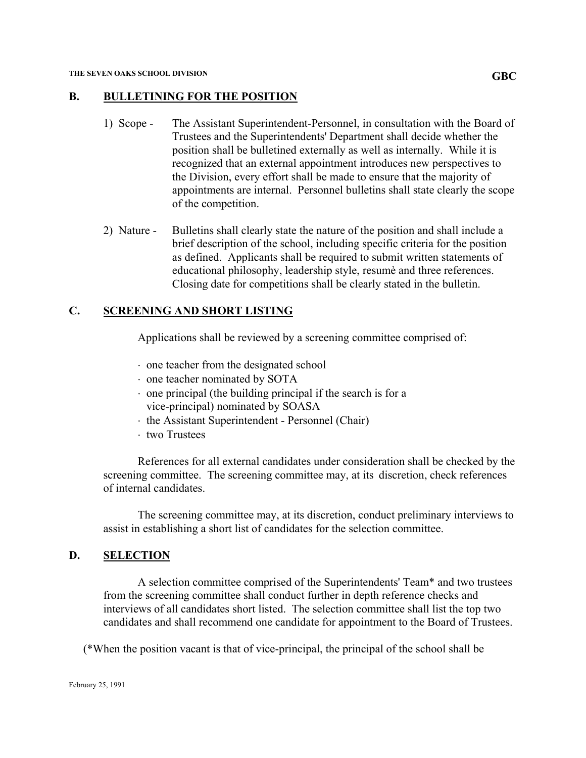## B. BULLETINING FOR THE POSITION

1) Scope - The Assistant Superintendent-Personnel, in consultation with the Board of Trustees and the Superintendents' Department shall decide whether the position shall be bulletined externally as well as internally. While it is recognized that an external appointment introduces new perspectives to the Division, every effort shall be made to ensure that the majority of appointments are internal. Personnel bulletins shall state clearly the scope of the competition.

2) Nature - Bulletins shall clearly state the nature of the position and shall include a brief description of the school, including specific criteria for the position as defined. Applicants shall be required to submit written statements of educational philosophy, leadership style, resumè and three references. Closing date for competitions shall be clearly stated in the bulletin.

## C. SCREENING AND SHORT LISTING

Applications shall be reviewed by a screening committee comprised of:

- one teacher from the designated school
- one teacher nominated by SOTA
- one principal (the building principal if the search is for a vice-principal) nominated by SOASA
- the Assistant Superintendent - Personnel (Chair)
- two Trustees

References for all external candidates under consideration shall be checked by the screening committee. The screening committee may, at its discretion, check references of internal candidates.

The screening committee may, at its discretion, conduct preliminary interviews to assist in establishing a short list of candidates for the selection committee.

## D. SELECTION

A selection committee comprised of the Superintendents' Team* and two trustees from the screening committee shall conduct further in depth reference checks and interviews of all candidates short listed. The selection committee shall list the top two candidates and shall recommend one candidate for appointment to the Board of Trustees.

(*When the position vacant is that of vice-principal, the principal of the school shall be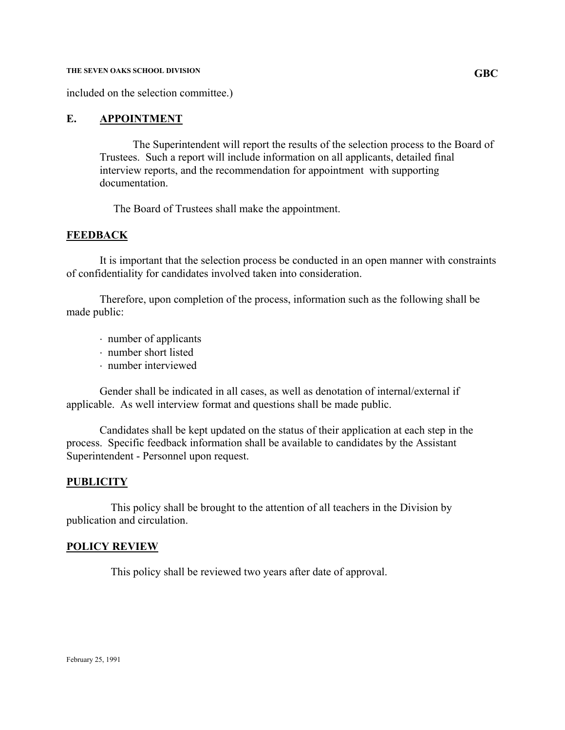included on the selection committee.)

## E. APPOINTMENT

The Superintendent will report the results of the selection process to the Board of Trustees. Such a report will include information on all applicants, detailed final interview reports, and the recommendation for appointment with supporting documentation.

The Board of Trustees shall make the appointment.

## FEEDBACK

It is important that the selection process be conducted in an open manner with constraints of confidentiality for candidates involved taken into consideration.

Therefore, upon completion of the process, information such as the following shall be made public:

- number of applicants
- number short listed
- number interviewed

Gender shall be indicated in all cases, as well as denotation of internal/external if applicable. As well interview format and questions shall be made public.

Candidates shall be kept updated on the status of their application at each step in the process. Specific feedback information shall be available to candidates by the Assistant Superintendent - Personnel upon request.

## PUBLICITY

This policy shall be brought to the attention of all teachers in the Division by publication and circulation.

## POLICY REVIEW

This policy shall be reviewed two years after date of approval.

February 25, 1991